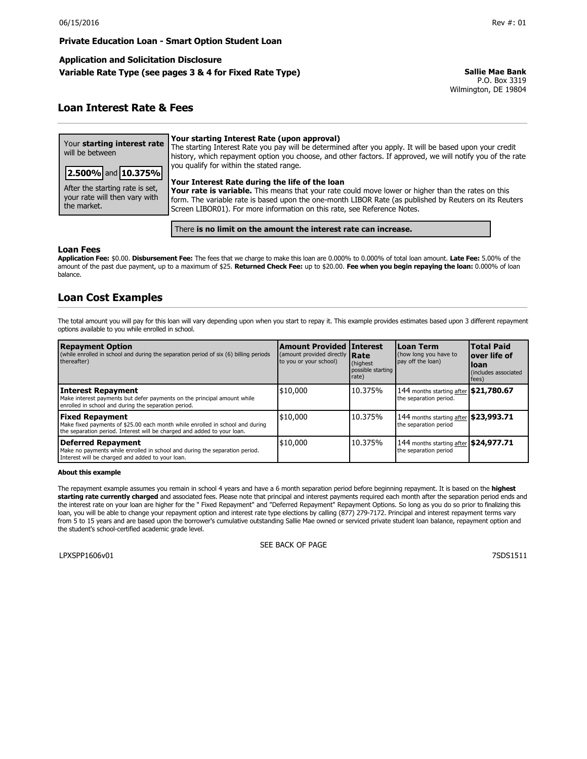06/15/2016 Rev #: 01

**Private Education Loan - Smart Option Student Loan**

**Application and Solicitation Disclosure**
**Variable Rate Type (see pages 3 & 4 for Fixed Rate Type)**

**Sallie Mae Bank**
P.O. Box 3319
Wilmington, DE 19804

## Loan Interest Rate & Fees

Your **starting interest rate** will be between

**2.500%** and **10.375%**

After the starting rate is set, your rate will then vary with the market.

**Your starting Interest Rate (upon approval)**
The starting Interest Rate you pay will be determined after you apply. It will be based upon your credit history, which repayment option you choose, and other factors. If approved, we will notify you of the rate you qualify for within the stated range.

**Your Interest Rate during the life of the loan**
**Your rate is variable.** This means that your rate could move lower or higher than the rates on this form. The variable rate is based upon the one-month LIBOR Rate (as published by Reuters on its Reuters Screen LIBOR01). For more information on this rate, see Reference Notes.

There **is no limit on the amount the interest rate can increase.**

### Loan Fees

**Application Fee:** $0.00. **Disbursement Fee:** The fees that we charge to make this loan are 0.000% to 0.000% of total loan amount. **Late Fee:** 5.00% of the amount of the past due payment, up to a maximum of $25. **Returned Check Fee:** up to $20.00. **Fee when you begin repaying the loan:** 0.000% of loan balance.

## Loan Cost Examples

The total amount you will pay for this loan will vary depending upon when you start to repay it. This example provides estimates based upon 3 different repayment options available to you while enrolled in school.

| **Repayment Option** (while enrolled in school and during the separation period of six (6) billing periods thereafter) | **Amount Provided** (amount provided directly to you or your school) | **Interest Rate** (highest possible starting rate) | **Loan Term** (how long you have to pay off the loan) | **Total Paid over life of loan** (includes associated fees) |
|---|---|---|---|---|
| **Interest Repayment** Make interest payments but defer payments on the principal amount while enrolled in school and during the separation period. | $10,000 | 10.375% | 144 months starting after the separation period. | **$21,780.67** |
| **Fixed Repayment** Make fixed payments of $25.00 each month while enrolled in school and during the separation period. Interest will be charged and added to your loan. | $10,000 | 10.375% | 144 months starting after the separation period | **$23,993.71** |
| **Deferred Repayment** Make no payments while enrolled in school and during the separation period. Interest will be charged and added to your loan. | $10,000 | 10.375% | 144 months starting after the separation period | **$24,977.71** |

**About this example**

The repayment example assumes you remain in school 4 years and have a 6 month separation period before beginning repayment. It is based on the **highest starting rate currently charged** and associated fees. Please note that principal and interest payments required each month after the separation period ends and the interest rate on your loan are higher for the " Fixed Repayment" and "Deferred Repayment" Repayment Options. So long as you do so prior to finalizing this loan, you will be able to change your repayment option and interest rate type elections by calling (877) 279-7172. Principal and interest repayment terms vary from 5 to 15 years and are based upon the borrower's cumulative outstanding Sallie Mae owned or serviced private student loan balance, repayment option and the student's school-certified academic grade level.

SEE BACK OF PAGE

LPXSPP1606v01 7SDS1511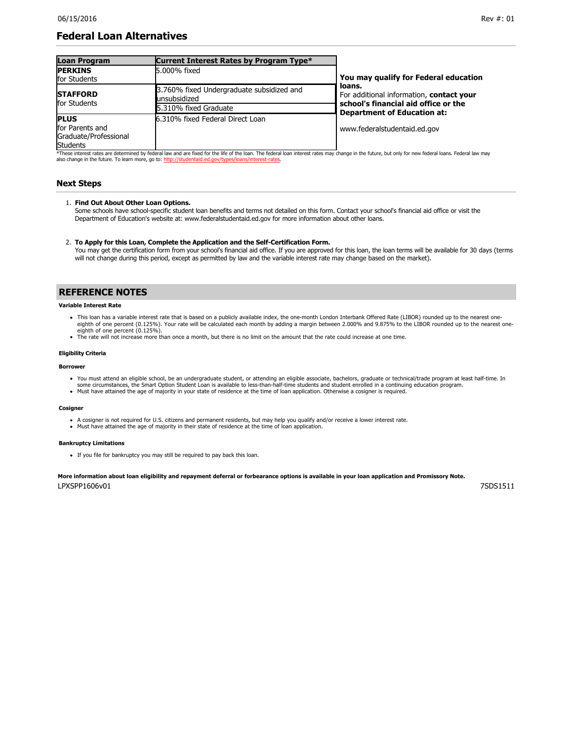## Federal Loan Alternatives

| Loan Program | Current Interest Rates by Program Type* |
| --- | --- |
| **PERKINS** for Students | 5.000% fixed |
| **STAFFORD** for Students | 3.760% fixed Undergraduate subsidized and unsubsidized |
| | 5.310% fixed Graduate |
| **PLUS** for Parents and Graduate/Professional Students | 6.310% fixed Federal Direct Loan |

**You may qualify for Federal education loans.**
For additional information, **contact your school's financial aid office or the Department of Education at:**

www.federalstudentaid.ed.gov

*These interest rates are determined by federal law and are fixed for the life of the loan. The federal loan interest rates may change in the future, but only for new federal loans. Federal law may also change in the future. To learn more, go to: http://studentaid.ed.gov/types/loans/interest-rates.

## Next Steps

1. **Find Out About Other Loan Options.**
   Some schools have school-specific student loan benefits and terms not detailed on this form. Contact your school's financial aid office or visit the Department of Education's website at: www.federalstudentaid.ed.gov for more information about other loans.

2. **To Apply for this Loan, Complete the Application and the Self-Certification Form.**
   You may get the certification form from your school's financial aid office. If you are approved for this loan, the loan terms will be available for 30 days (terms will not change during this period, except as permitted by law and the variable interest rate may change based on the market).

## REFERENCE NOTES

**Variable Interest Rate**

- This loan has a variable interest rate that is based on a publicly available index, the one-month London Interbank Offered Rate (LIBOR) rounded up to the nearest one-eighth of one percent (0.125%). Your rate will be calculated each month by adding a margin between 2.000% and 9.875% to the LIBOR rounded up to the nearest one-eighth of one percent (0.125%).
- The rate will not increase more than once a month, but there is no limit on the amount that the rate could increase at one time.

**Eligibility Criteria**

**Borrower**

- You must attend an eligible school, be an undergraduate student, or attending an eligible associate, bachelors, graduate or technical/trade program at least half-time. In some circumstances, the Smart Option Student Loan is available to less-than-half-time students and student enrolled in a continuing education program.
- Must have attained the age of majority in your state of residence at the time of loan application. Otherwise a cosigner is required.

**Cosigner**

- A cosigner is not required for U.S. citizens and permanent residents, but may help you qualify and/or receive a lower interest rate.
- Must have attained the age of majority in their state of residence at the time of loan application.

**Bankruptcy Limitations**

- If you file for bankruptcy you may still be required to pay back this loan.

**More information about loan eligibility and repayment deferral or forbearance options is available in your loan application and Promissory Note.**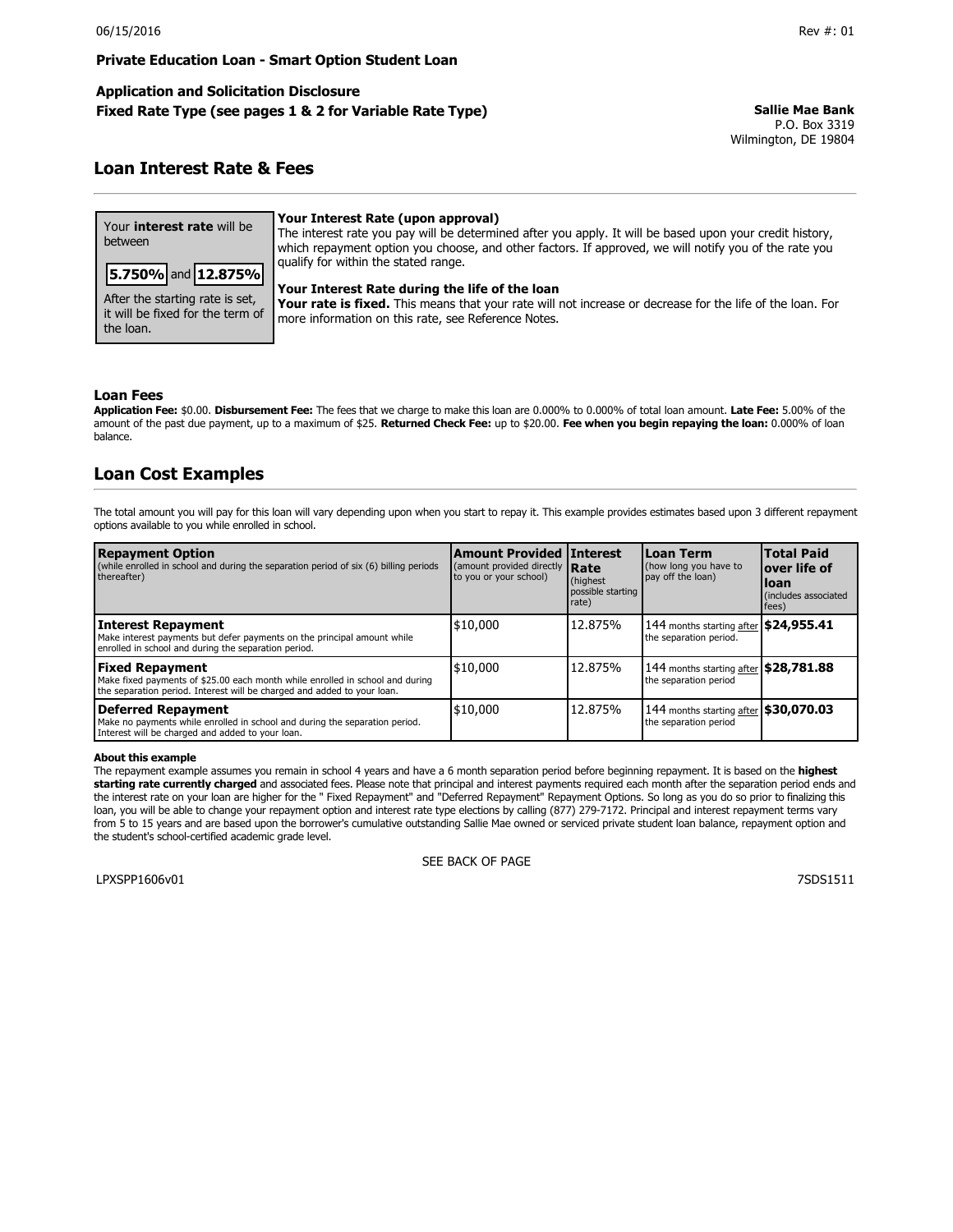06/15/2016 Rev #: 01

**Private Education Loan - Smart Option Student Loan**

**Application and Solicitation Disclosure**
**Fixed Rate Type (see pages 1 & 2 for Variable Rate Type)**

**Sallie Mae Bank**
P.O. Box 3319
Wilmington, DE 19804

## Loan Interest Rate & Fees

Your **interest rate** will be between

**5.750%** and **12.875%**

After the starting rate is set, it will be fixed for the term of the loan.

**Your Interest Rate (upon approval)**
The interest rate you pay will be determined after you apply. It will be based upon your credit history, which repayment option you choose, and other factors. If approved, we will notify you of the rate you qualify for within the stated range.

**Your Interest Rate during the life of the loan**
**Your rate is fixed.** This means that your rate will not increase or decrease for the life of the loan. For more information on this rate, see Reference Notes.

### Loan Fees

**Application Fee:** $0.00. **Disbursement Fee:** The fees that we charge to make this loan are 0.000% to 0.000% of total loan amount. **Late Fee:** 5.00% of the amount of the past due payment, up to a maximum of $25. **Returned Check Fee:** up to $20.00. **Fee when you begin repaying the loan:** 0.000% of loan balance.

## Loan Cost Examples

The total amount you will pay for this loan will vary depending upon when you start to repay it. This example provides estimates based upon 3 different repayment options available to you while enrolled in school.

| **Repayment Option** (while enrolled in school and during the separation period of six (6) billing periods thereafter) | **Amount Provided** (amount provided directly to you or your school) | **Interest Rate** (highest possible starting rate) | **Loan Term** (how long you have to pay off the loan) | **Total Paid over life of loan** (includes associated fees) |
|---|---|---|---|---|
| **Interest Repayment** Make interest payments but defer payments on the principal amount while enrolled in school and during the separation period. | $10,000 | 12.875% | 144 months starting after the separation period. | **$24,955.41** |
| **Fixed Repayment** Make fixed payments of $25.00 each month while enrolled in school and during the separation period. Interest will be charged and added to your loan. | $10,000 | 12.875% | 144 months starting after the separation period | **$28,781.88** |
| **Deferred Repayment** Make no payments while enrolled in school and during the separation period. Interest will be charged and added to your loan. | $10,000 | 12.875% | 144 months starting after the separation period | **$30,070.03** |

**About this example**
The repayment example assumes you remain in school 4 years and have a 6 month separation period before beginning repayment. It is based on the **highest starting rate currently charged** and associated fees. Please note that principal and interest payments required each month after the separation period ends and the interest rate on your loan are higher for the " Fixed Repayment" and "Deferred Repayment" Repayment Options. So long as you do so prior to finalizing this loan, you will be able to change your repayment option and interest rate type elections by calling (877) 279-7172. Principal and interest repayment terms vary from 5 to 15 years and are based upon the borrower's cumulative outstanding Sallie Mae owned or serviced private student loan balance, repayment option and the student's school-certified academic grade level.

SEE BACK OF PAGE

LPXSPP1606v01 7SDS1511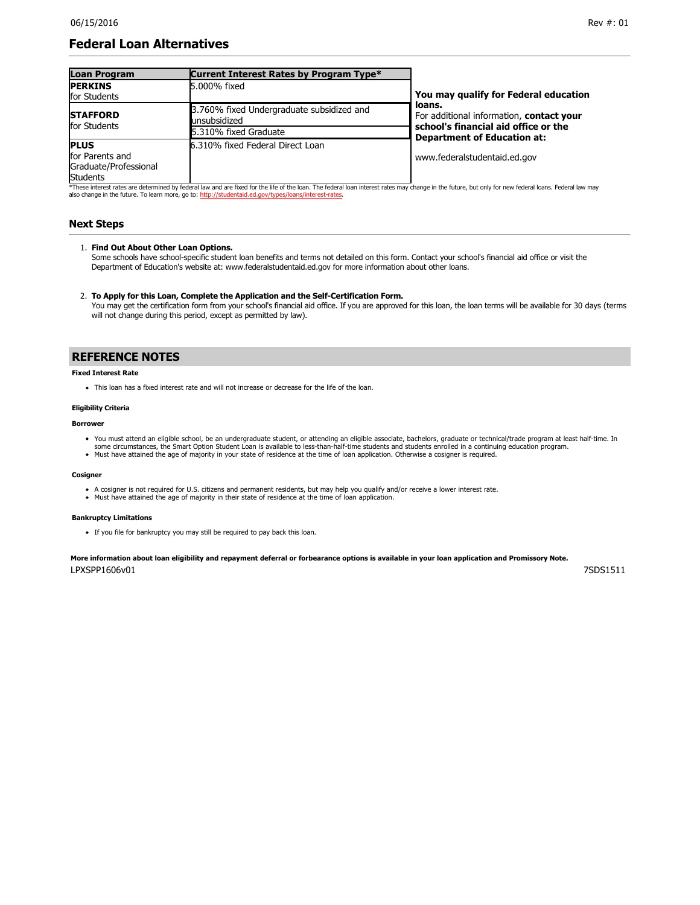## Federal Loan Alternatives

| Loan Program | Current Interest Rates by Program Type* |
|---|---|
| **PERKINS** for Students | 5.000% fixed |
| **STAFFORD** for Students | 3.760% fixed Undergraduate subsidized and unsubsidized |
| | 5.310% fixed Graduate |
| **PLUS** for Parents and Graduate/Professional Students | 6.310% fixed Federal Direct Loan |

**You may qualify for Federal education loans.**
For additional information, **contact your school's financial aid office or the Department of Education at:**

www.federalstudentaid.ed.gov

*These interest rates are determined by federal law and are fixed for the life of the loan. The federal loan interest rates may change in the future, but only for new federal loans. Federal law may also change in the future. To learn more, go to: http://studentaid.ed.gov/types/loans/interest-rates.

## Next Steps

1. **Find Out About Other Loan Options.**
   Some schools have school-specific student loan benefits and terms not detailed on this form. Contact your school's financial aid office or visit the Department of Education's website at: www.federalstudentaid.ed.gov for more information about other loans.

2. **To Apply for this Loan, Complete the Application and the Self-Certification Form.**
   You may get the certification form from your school's financial aid office. If you are approved for this loan, the loan terms will be available for 30 days (terms will not change during this period, except as permitted by law).

## REFERENCE NOTES

**Fixed Interest Rate**

- This loan has a fixed interest rate and will not increase or decrease for the life of the loan.

**Eligibility Criteria**

**Borrower**

- You must attend an eligible school, be an undergraduate student, or attending an eligible associate, bachelors, graduate or technical/trade program at least half-time. In some circumstances, the Smart Option Student Loan is available to less-than-half-time students and students enrolled in a continuing education program.
- Must have attained the age of majority in your state of residence at the time of loan application. Otherwise a cosigner is required.

**Cosigner**

- A cosigner is not required for U.S. citizens and permanent residents, but may help you qualify and/or receive a lower interest rate.
- Must have attained the age of majority in their state of residence at the time of loan application.

**Bankruptcy Limitations**

- If you file for bankruptcy you may still be required to pay back this loan.

**More information about loan eligibility and repayment deferral or forbearance options is available in your loan application and Promissory Note.**